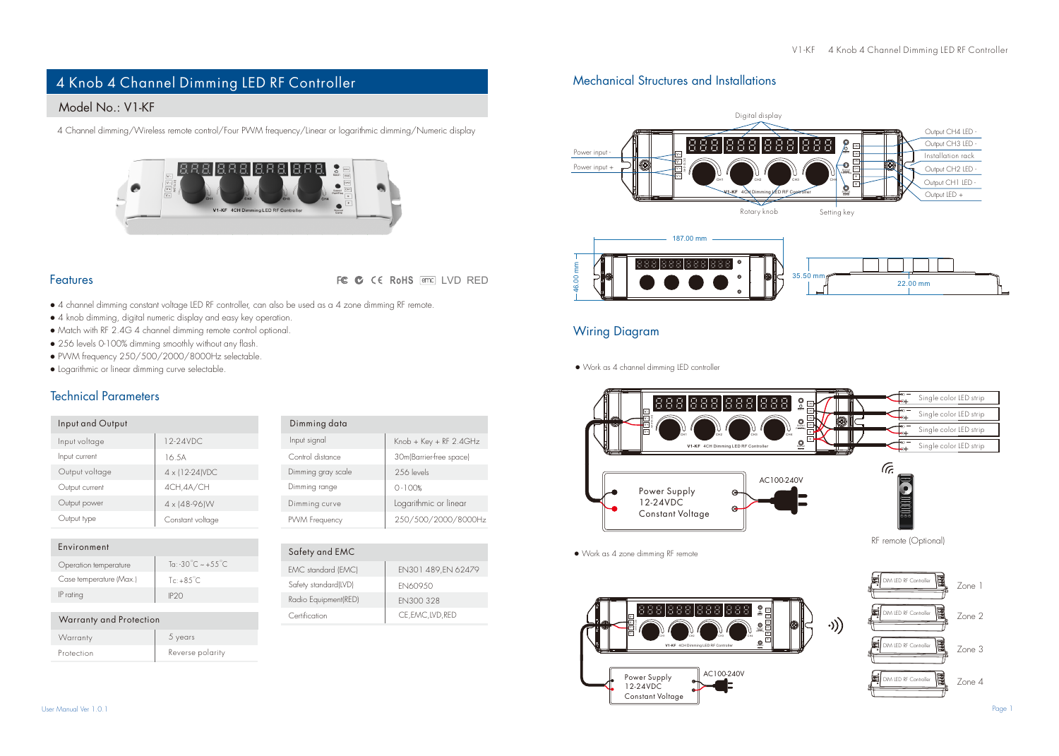# 4 Knob 4 Channel Dimming LED RF Controller

## Model No.: V1-KF

4 Channel dimming/Wireless remote control/Four PWM frequency/Linear or logarithmic dimming/Numeric display

## Features

FC CE RoHS EMC LVD RED

- 4 channel dimming constant voltage LED RF controller, can also be used as a 4 zone dimming RF remote.
- 4 knob dimming, digital numeric display and easy key operation.
- Match with RF 2.4G 4 channel dimming remote control optional.
- 256 levels 0-100% dimming smoothly without any flash.
- PWM frequency 250/500/2000/8000Hz selectable.
- Logarithmic or linear dimming curve selectable.

## Technical Parameters

| Input and Output | |
|---|---|
| Input voltage | 12-24VDC |
| Input current | 16.5A |
| Output voltage | 4 x (12-24)VDC |
| Output current | 4CH,4A/CH |
| Output power | 4 x (48-96)W |
| Output type | Constant voltage |

| Environment | |
|---|---|
| Operation temperature | Ta: -30°C ~ +55°C |
| Case temperature (Max.) | Tc: +85°C |
| IP rating | IP20 |

| Warranty and Protection | |
|---|---|
| Warranty | 5 years |
| Protection | Reverse polarity |

| Dimming data | |
|---|---|
| Input signal | Knob + Key + RF 2.4GHz |
| Control distance | 30m(Barrier-free space) |
| Dimming gray scale | 256 levels |
| Dimming range | 0-100% |
| Dimming curve | Logarithmic or linear |
| PWM Frequency | 250/500/2000/8000Hz |

| Safety and EMC | |
|---|---|
| EMC standard (EMC) | EN301 489,EN 62479 |
| Safety standard(LVD) | EN60950 |
| Radio Equipment(RED) | EN300 328 |
| Certification | CE,EMC,LVD,RED |

## Mechanical Structures and Installations

Digital display

Power input -

Power input +

Rotary knob

Setting key

Output CH4 LED -

Output CH3 LED -

Installation rack

Output CH2 LED -

Output CH1 LED -

Output LED +

187.00 mm

46.00 mm

35.50 mm

22.00 mm

## Wiring Diagram

- Work as 4 channel dimming LED controller

Single color LED strip

Single color LED strip

Single color LED strip

Single color LED strip

Power Supply
12-24VDC
Constant Voltage

AC100-240V

RF remote (Optional)

- Work as 4 zone dimming RF remote

Zone 1

Zone 2

Zone 3

Zone 4

Power Supply
12-24VDC
Constant Voltage

AC100-240V

User Manual Ver 1.0.1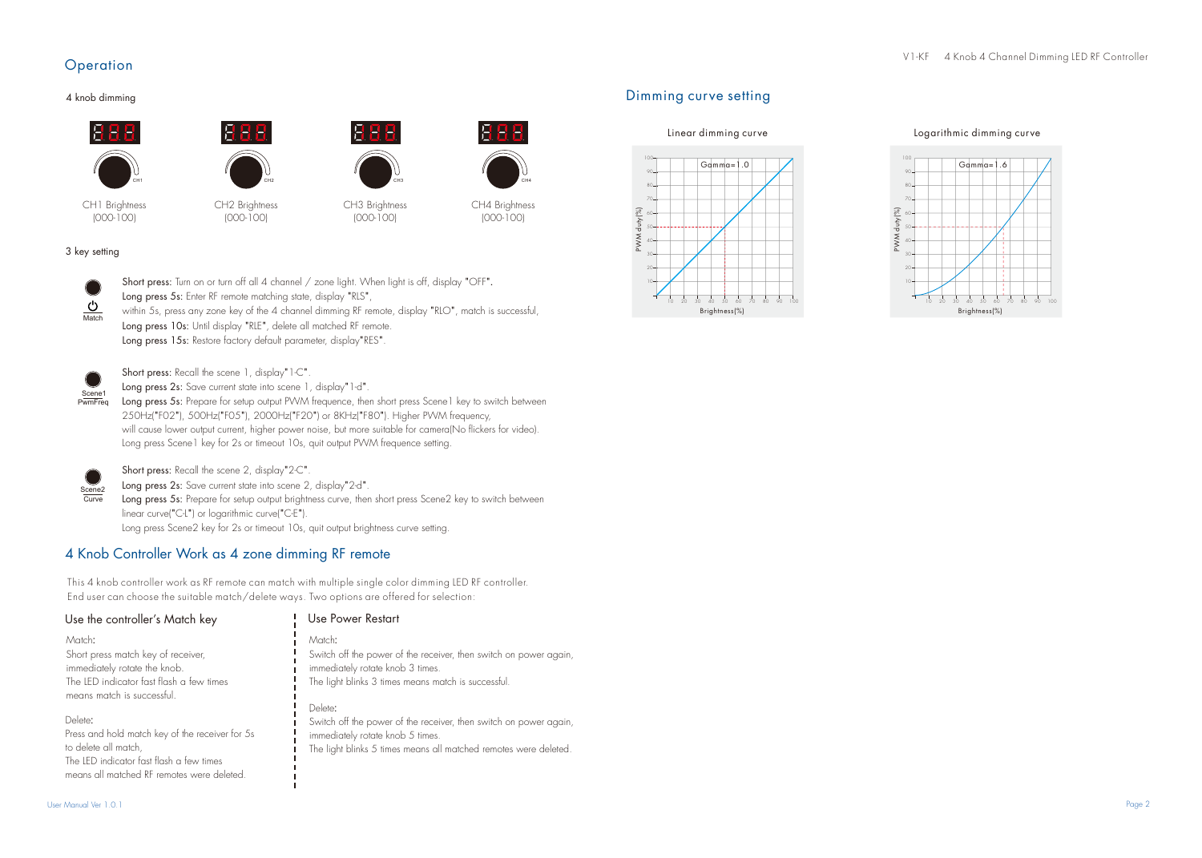## Operation

### 4 knob dimming

CH1 Brightness (000-100)

CH2 Brightness (000-100)

CH3 Brightness (000-100)

CH4 Brightness (000-100)

### 3 key setting

Match

**Short press:** Turn on or turn off all 4 channel / zone light. When light is off, display "OFF".
**Long press 5s:** Enter RF remote matching state, display "RLS",
within 5s, press any zone key of the 4 channel dimming RF remote, display "RLO", match is successful,
**Long press 10s:** Until display "RLE", delete all matched RF remote.
**Long press 15s:** Restore factory default parameter, display"RES".

Scene1 PwmFreq

**Short press:** Recall the scene 1, display"1-C".
**Long press 2s:** Save current state into scene 1, display"1-d".
**Long press 5s:** Prepare for setup output PWM frequence, then short press Scene1 key to switch between 250Hz("F02"), 500Hz("F05"), 2000Hz("F20") or 8KHz("F80"). Higher PWM frequency, will cause lower output current, higher power noise, but more suitable for camera(No flickers for video).
Long press Scene1 key for 2s or timeout 10s, quit output PWM frequence setting.

Scene2 Curve

**Short press:** Recall the scene 2, display"2-C".
**Long press 2s:** Save current state into scene 2, display"2-d".
**Long press 5s:** Prepare for setup output brightness curve, then short press Scene2 key to switch between linear curve("C-L") or logarithmic curve("C-E").
Long press Scene2 key for 2s or timeout 10s, quit output brightness curve setting.

## 4 Knob Controller Work as 4 zone dimming RF remote

This 4 knob controller work as RF remote can match with multiple single color dimming LED RF controller.
End user can choose the suitable match/delete ways. Two options are offered for selection:

### Use the controller's Match key

Match:
Short press match key of receiver,
immediately rotate the knob.
The LED indicator fast flash a few times means match is successful.

Delete:
Press and hold match key of the receiver for 5s to delete all match,
The LED indicator fast flash a few times means all matched RF remotes were deleted.

### Use Power Restart

Match:
Switch off the power of the receiver, then switch on power again,
immediately rotate knob 3 times.
The light blinks 3 times means match is successful.

Delete:
Switch off the power of the receiver, then switch on power again,
immediately rotate knob 5 times.
The light blinks 5 times means all matched remotes were deleted.

## Dimming curve setting

Linear dimming curve

Gamma=1.0
PWM duty(%)
Brightness(%)

Logarithmic dimming curve

Gamma=1.6
PWM duty(%)
Brightness(%)